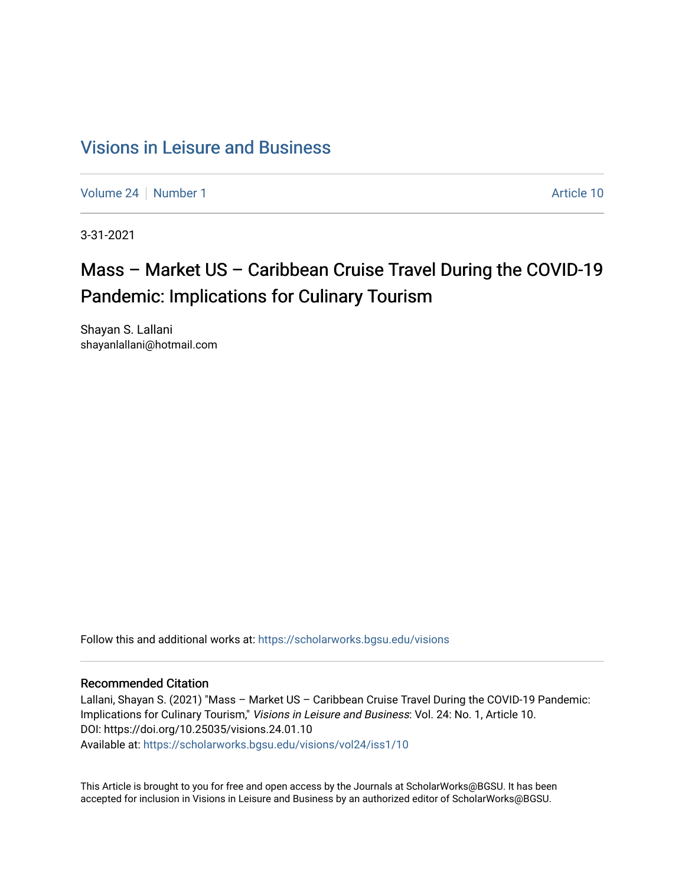# Visions in Leisure and Business

Volume 24 | Number 1 | Article 10

3-31-2021

## Mass – Market US – Caribbean Cruise Travel During the COVID-19 Pandemic: Implications for Culinary Tourism

Shayan S. Lallani
shayanlallani@hotmail.com

Follow this and additional works at: https://scholarworks.bgsu.edu/visions

### Recommended Citation

Lallani, Shayan S. (2021) "Mass – Market US – Caribbean Cruise Travel During the COVID-19 Pandemic: Implications for Culinary Tourism," *Visions in Leisure and Business*: Vol. 24: No. 1, Article 10.
DOI: https://doi.org/10.25035/visions.24.01.10
Available at: https://scholarworks.bgsu.edu/visions/vol24/iss1/10

This Article is brought to you for free and open access by the Journals at ScholarWorks@BGSU. It has been accepted for inclusion in Visions in Leisure and Business by an authorized editor of ScholarWorks@BGSU.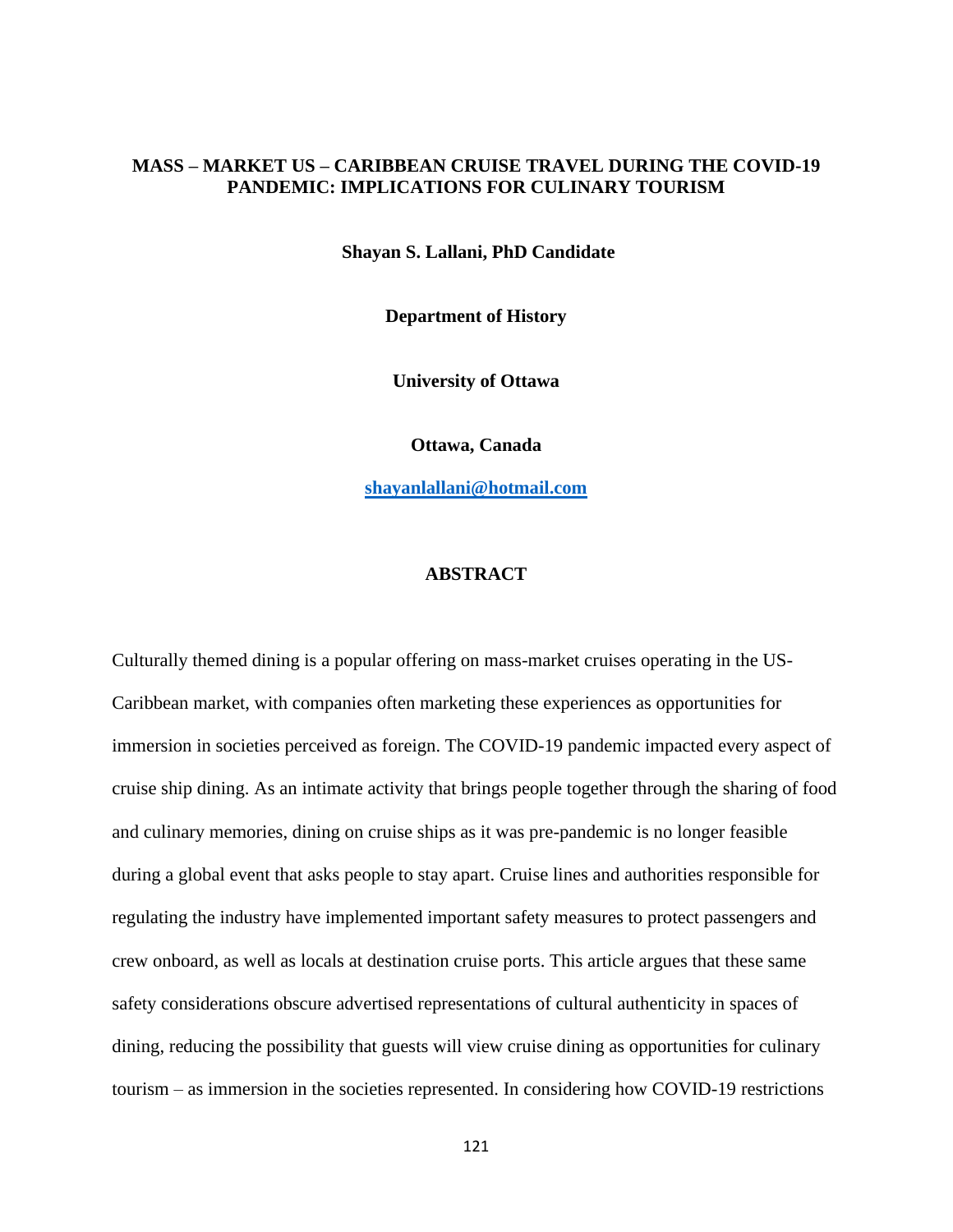# MASS – MARKET US – CARIBBEAN CRUISE TRAVEL DURING THE COVID-19 PANDEMIC: IMPLICATIONS FOR CULINARY TOURISM

**Shayan S. Lallani, PhD Candidate**

**Department of History**

**University of Ottawa**

**Ottawa, Canada**

**shayanlallani@hotmail.com**

## ABSTRACT

Culturally themed dining is a popular offering on mass-market cruises operating in the US-Caribbean market, with companies often marketing these experiences as opportunities for immersion in societies perceived as foreign. The COVID-19 pandemic impacted every aspect of cruise ship dining. As an intimate activity that brings people together through the sharing of food and culinary memories, dining on cruise ships as it was pre-pandemic is no longer feasible during a global event that asks people to stay apart. Cruise lines and authorities responsible for regulating the industry have implemented important safety measures to protect passengers and crew onboard, as well as locals at destination cruise ports. This article argues that these same safety considerations obscure advertised representations of cultural authenticity in spaces of dining, reducing the possibility that guests will view cruise dining as opportunities for culinary tourism – as immersion in the societies represented. In considering how COVID-19 restrictions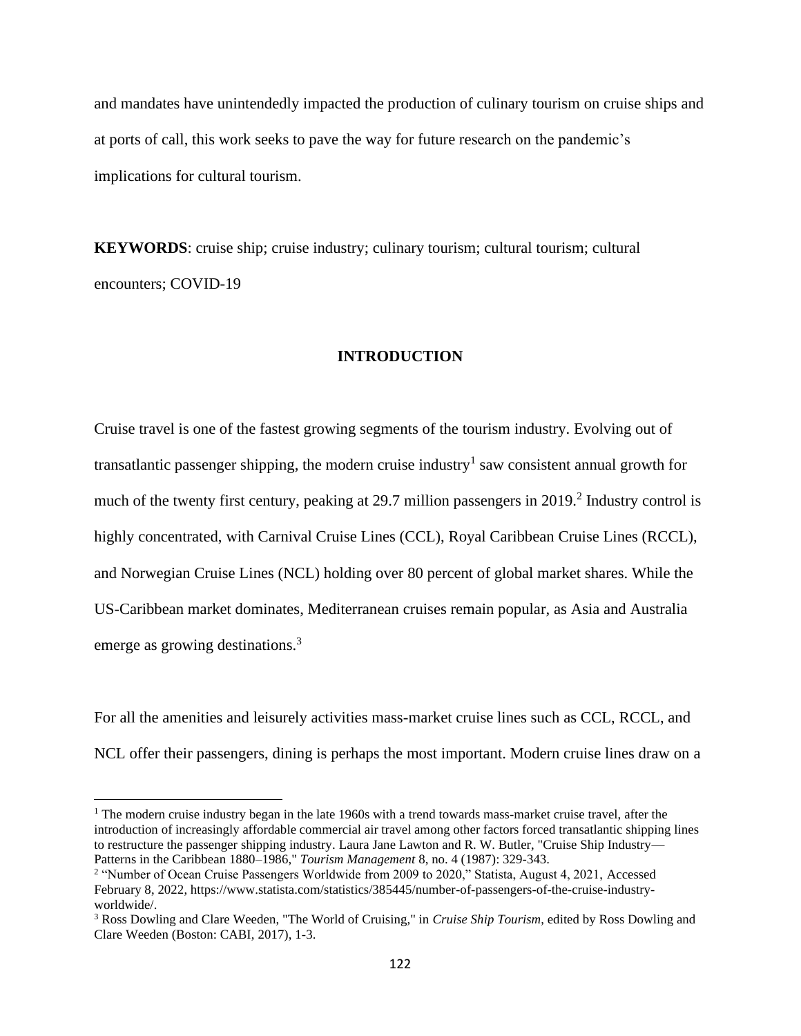and mandates have unintendedly impacted the production of culinary tourism on cruise ships and at ports of call, this work seeks to pave the way for future research on the pandemic's implications for cultural tourism.

**KEYWORDS**: cruise ship; cruise industry; culinary tourism; cultural tourism; cultural encounters; COVID-19

## INTRODUCTION

Cruise travel is one of the fastest growing segments of the tourism industry. Evolving out of transatlantic passenger shipping, the modern cruise industry[1] saw consistent annual growth for much of the twenty first century, peaking at 29.7 million passengers in 2019.[2] Industry control is highly concentrated, with Carnival Cruise Lines (CCL), Royal Caribbean Cruise Lines (RCCL), and Norwegian Cruise Lines (NCL) holding over 80 percent of global market shares. While the US-Caribbean market dominates, Mediterranean cruises remain popular, as Asia and Australia emerge as growing destinations.[3]

For all the amenities and leisurely activities mass-market cruise lines such as CCL, RCCL, and NCL offer their passengers, dining is perhaps the most important. Modern cruise lines draw on a

---

[1] The modern cruise industry began in the late 1960s with a trend towards mass-market cruise travel, after the introduction of increasingly affordable commercial air travel among other factors forced transatlantic shipping lines to restructure the passenger shipping industry. Laura Jane Lawton and R. W. Butler, "Cruise Ship Industry—Patterns in the Caribbean 1880–1986," *Tourism Management* 8, no. 4 (1987): 329-343.

[2] "Number of Ocean Cruise Passengers Worldwide from 2009 to 2020," Statista, August 4, 2021, Accessed February 8, 2022, https://www.statista.com/statistics/385445/number-of-passengers-of-the-cruise-industry-worldwide/.

[3] Ross Dowling and Clare Weeden, "The World of Cruising," in *Cruise Ship Tourism*, edited by Ross Dowling and Clare Weeden (Boston: CABI, 2017), 1-3.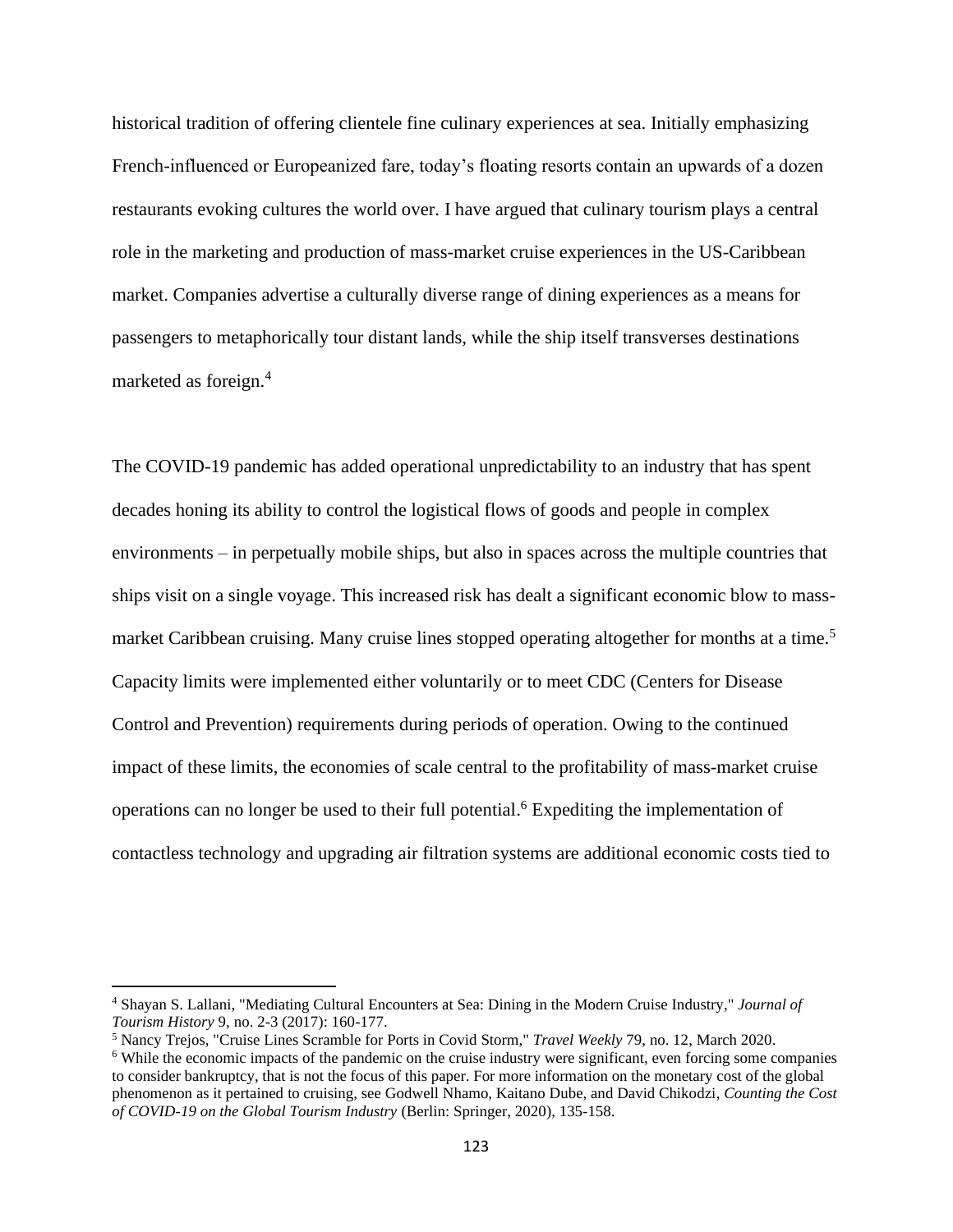historical tradition of offering clientele fine culinary experiences at sea. Initially emphasizing French-influenced or Europeanized fare, today's floating resorts contain an upwards of a dozen restaurants evoking cultures the world over. I have argued that culinary tourism plays a central role in the marketing and production of mass-market cruise experiences in the US-Caribbean market. Companies advertise a culturally diverse range of dining experiences as a means for passengers to metaphorically tour distant lands, while the ship itself transverses destinations marketed as foreign.[4]

The COVID-19 pandemic has added operational unpredictability to an industry that has spent decades honing its ability to control the logistical flows of goods and people in complex environments – in perpetually mobile ships, but also in spaces across the multiple countries that ships visit on a single voyage. This increased risk has dealt a significant economic blow to mass-market Caribbean cruising. Many cruise lines stopped operating altogether for months at a time.[5] Capacity limits were implemented either voluntarily or to meet CDC (Centers for Disease Control and Prevention) requirements during periods of operation. Owing to the continued impact of these limits, the economies of scale central to the profitability of mass-market cruise operations can no longer be used to their full potential.[6] Expediting the implementation of contactless technology and upgrading air filtration systems are additional economic costs tied to

---

[4] Shayan S. Lallani, "Mediating Cultural Encounters at Sea: Dining in the Modern Cruise Industry," *Journal of Tourism History* 9, no. 2-3 (2017): 160-177.

[5] Nancy Trejos, "Cruise Lines Scramble for Ports in Covid Storm," *Travel Weekly* 79, no. 12, March 2020.

[6] While the economic impacts of the pandemic on the cruise industry were significant, even forcing some companies to consider bankruptcy, that is not the focus of this paper. For more information on the monetary cost of the global phenomenon as it pertained to cruising, see Godwell Nhamo, Kaitano Dube, and David Chikodzi, *Counting the Cost of COVID-19 on the Global Tourism Industry* (Berlin: Springer, 2020), 135-158.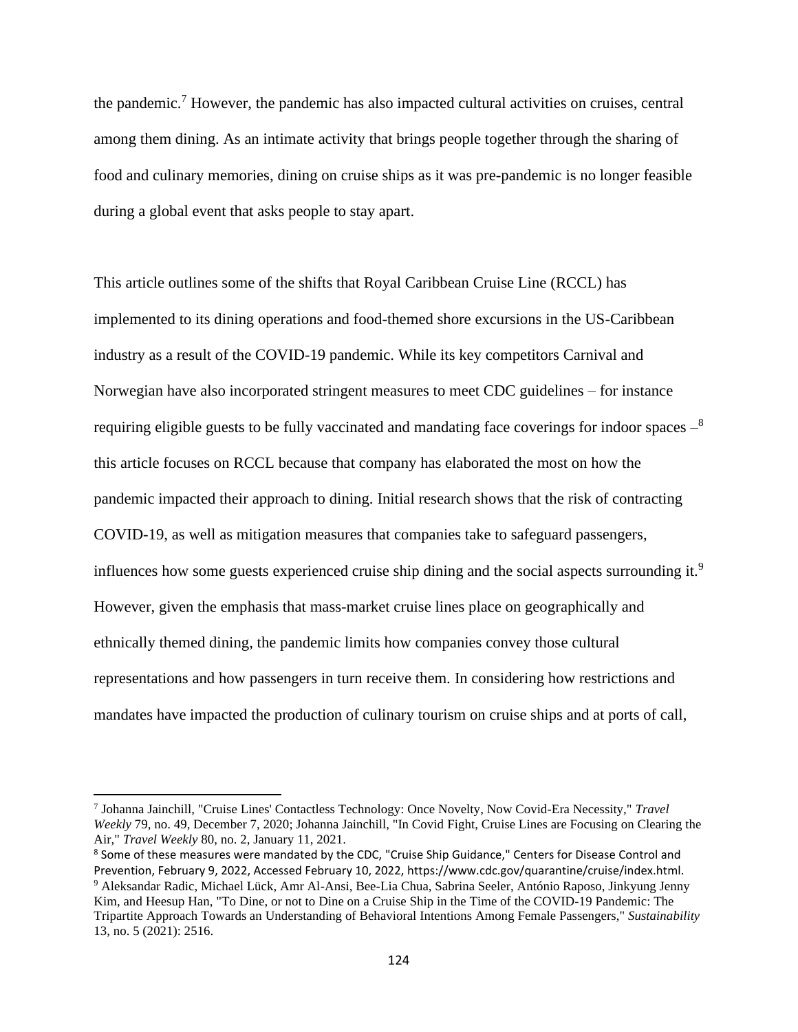the pandemic.[7] However, the pandemic has also impacted cultural activities on cruises, central among them dining. As an intimate activity that brings people together through the sharing of food and culinary memories, dining on cruise ships as it was pre-pandemic is no longer feasible during a global event that asks people to stay apart.

This article outlines some of the shifts that Royal Caribbean Cruise Line (RCCL) has implemented to its dining operations and food-themed shore excursions in the US-Caribbean industry as a result of the COVID-19 pandemic. While its key competitors Carnival and Norwegian have also incorporated stringent measures to meet CDC guidelines – for instance requiring eligible guests to be fully vaccinated and mandating face coverings for indoor spaces –[8] this article focuses on RCCL because that company has elaborated the most on how the pandemic impacted their approach to dining. Initial research shows that the risk of contracting COVID-19, as well as mitigation measures that companies take to safeguard passengers, influences how some guests experienced cruise ship dining and the social aspects surrounding it.[9] However, given the emphasis that mass-market cruise lines place on geographically and ethnically themed dining, the pandemic limits how companies convey those cultural representations and how passengers in turn receive them. In considering how restrictions and mandates have impacted the production of culinary tourism on cruise ships and at ports of call,

---

[7] Johanna Jainchill, "Cruise Lines' Contactless Technology: Once Novelty, Now Covid-Era Necessity," *Travel Weekly* 79, no. 49, December 7, 2020; Johanna Jainchill, "In Covid Fight, Cruise Lines are Focusing on Clearing the Air," *Travel Weekly* 80, no. 2, January 11, 2021.

[8] Some of these measures were mandated by the CDC, "Cruise Ship Guidance," Centers for Disease Control and Prevention, February 9, 2022, Accessed February 10, 2022, https://www.cdc.gov/quarantine/cruise/index.html.

[9] Aleksandar Radic, Michael Lück, Amr Al-Ansi, Bee-Lia Chua, Sabrina Seeler, António Raposo, Jinkyung Jenny Kim, and Heesup Han, "To Dine, or not to Dine on a Cruise Ship in the Time of the COVID-19 Pandemic: The Tripartite Approach Towards an Understanding of Behavioral Intentions Among Female Passengers," *Sustainability* 13, no. 5 (2021): 2516.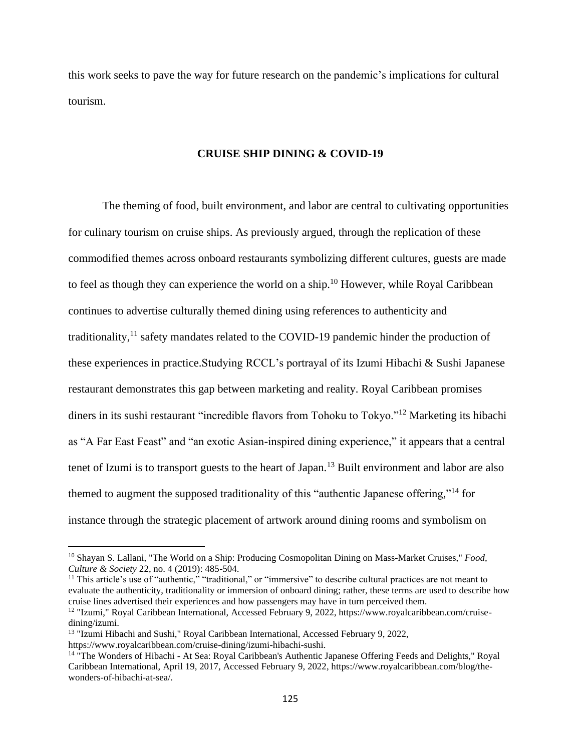this work seeks to pave the way for future research on the pandemic's implications for cultural tourism.

## CRUISE SHIP DINING & COVID-19

The theming of food, built environment, and labor are central to cultivating opportunities for culinary tourism on cruise ships. As previously argued, through the replication of these commodified themes across onboard restaurants symbolizing different cultures, guests are made to feel as though they can experience the world on a ship.[10] However, while Royal Caribbean continues to advertise culturally themed dining using references to authenticity and traditionality,[11] safety mandates related to the COVID-19 pandemic hinder the production of these experiences in practice.Studying RCCL's portrayal of its Izumi Hibachi & Sushi Japanese restaurant demonstrates this gap between marketing and reality. Royal Caribbean promises diners in its sushi restaurant "incredible flavors from Tohoku to Tokyo."[12] Marketing its hibachi as "A Far East Feast" and "an exotic Asian-inspired dining experience," it appears that a central tenet of Izumi is to transport guests to the heart of Japan.[13] Built environment and labor are also themed to augment the supposed traditionality of this "authentic Japanese offering,"[14] for instance through the strategic placement of artwork around dining rooms and symbolism on

---

[10] Shayan S. Lallani, "The World on a Ship: Producing Cosmopolitan Dining on Mass-Market Cruises," *Food, Culture & Society* 22, no. 4 (2019): 485-504.

[11] This article's use of "authentic," "traditional," or "immersive" to describe cultural practices are not meant to evaluate the authenticity, traditionality or immersion of onboard dining; rather, these terms are used to describe how cruise lines advertised their experiences and how passengers may have in turn perceived them.

[12] "Izumi," Royal Caribbean International, Accessed February 9, 2022, https://www.royalcaribbean.com/cruise-dining/izumi.

[13] "Izumi Hibachi and Sushi," Royal Caribbean International, Accessed February 9, 2022, https://www.royalcaribbean.com/cruise-dining/izumi-hibachi-sushi.

[14] "The Wonders of Hibachi - At Sea: Royal Caribbean's Authentic Japanese Offering Feeds and Delights," Royal Caribbean International, April 19, 2017, Accessed February 9, 2022, https://www.royalcaribbean.com/blog/the-wonders-of-hibachi-at-sea/.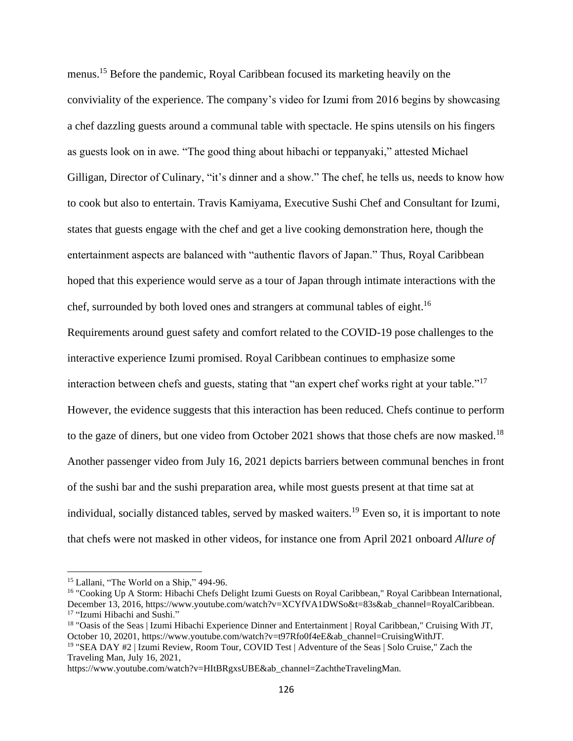menus.[15] Before the pandemic, Royal Caribbean focused its marketing heavily on the conviviality of the experience. The company's video for Izumi from 2016 begins by showcasing a chef dazzling guests around a communal table with spectacle. He spins utensils on his fingers as guests look on in awe. "The good thing about hibachi or teppanyaki," attested Michael Gilligan, Director of Culinary, "it's dinner and a show." The chef, he tells us, needs to know how to cook but also to entertain. Travis Kamiyama, Executive Sushi Chef and Consultant for Izumi, states that guests engage with the chef and get a live cooking demonstration here, though the entertainment aspects are balanced with "authentic flavors of Japan." Thus, Royal Caribbean hoped that this experience would serve as a tour of Japan through intimate interactions with the chef, surrounded by both loved ones and strangers at communal tables of eight.[16]

Requirements around guest safety and comfort related to the COVID-19 pose challenges to the interactive experience Izumi promised. Royal Caribbean continues to emphasize some interaction between chefs and guests, stating that "an expert chef works right at your table."[17] However, the evidence suggests that this interaction has been reduced. Chefs continue to perform to the gaze of diners, but one video from October 2021 shows that those chefs are now masked.[18] Another passenger video from July 16, 2021 depicts barriers between communal benches in front of the sushi bar and the sushi preparation area, while most guests present at that time sat at individual, socially distanced tables, served by masked waiters.[19] Even so, it is important to note that chefs were not masked in other videos, for instance one from April 2021 onboard *Allure of*

---

[15] Lallani, "The World on a Ship," 494-96.

[16] "Cooking Up A Storm: Hibachi Chefs Delight Izumi Guests on Royal Caribbean," Royal Caribbean International, December 13, 2016, https://www.youtube.com/watch?v=XCYfVA1DWSo&t=83s&ab_channel=RoyalCaribbean.

[17] "Izumi Hibachi and Sushi."

[18] "Oasis of the Seas | Izumi Hibachi Experience Dinner and Entertainment | Royal Caribbean," Cruising With JT, October 10, 20201, https://www.youtube.com/watch?v=t97Rfo0f4eE&ab_channel=CruisingWithJT.

[19] "SEA DAY #2 | Izumi Review, Room Tour, COVID Test | Adventure of the Seas | Solo Cruise," Zach the Traveling Man, July 16, 2021, https://www.youtube.com/watch?v=HItBRgxsUBE&ab_channel=ZachtheTravelingMan.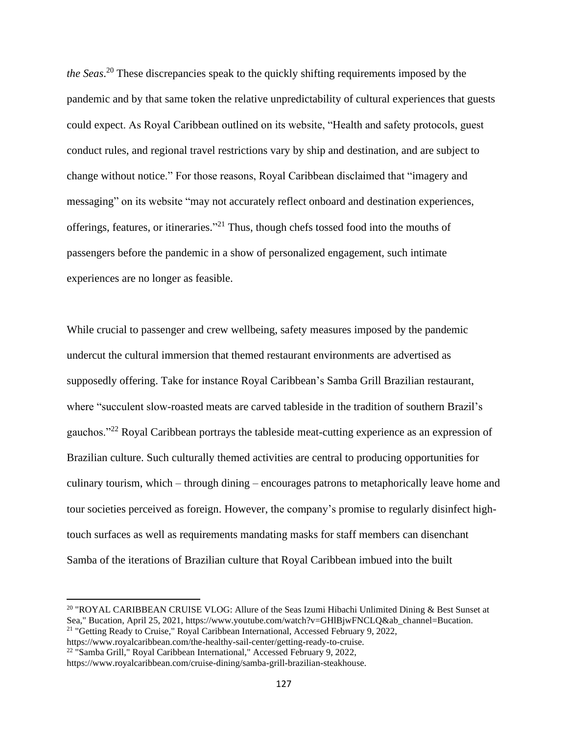*the Seas*.[20] These discrepancies speak to the quickly shifting requirements imposed by the pandemic and by that same token the relative unpredictability of cultural experiences that guests could expect. As Royal Caribbean outlined on its website, "Health and safety protocols, guest conduct rules, and regional travel restrictions vary by ship and destination, and are subject to change without notice." For those reasons, Royal Caribbean disclaimed that "imagery and messaging" on its website "may not accurately reflect onboard and destination experiences, offerings, features, or itineraries."[21] Thus, though chefs tossed food into the mouths of passengers before the pandemic in a show of personalized engagement, such intimate experiences are no longer as feasible.

While crucial to passenger and crew wellbeing, safety measures imposed by the pandemic undercut the cultural immersion that themed restaurant environments are advertised as supposedly offering. Take for instance Royal Caribbean's Samba Grill Brazilian restaurant, where "succulent slow-roasted meats are carved tableside in the tradition of southern Brazil's gauchos."[22] Royal Caribbean portrays the tableside meat-cutting experience as an expression of Brazilian culture. Such culturally themed activities are central to producing opportunities for culinary tourism, which – through dining – encourages patrons to metaphorically leave home and tour societies perceived as foreign. However, the company's promise to regularly disinfect high-touch surfaces as well as requirements mandating masks for staff members can disenchant Samba of the iterations of Brazilian culture that Royal Caribbean imbued into the built

---

[20] "ROYAL CARIBBEAN CRUISE VLOG: Allure of the Seas Izumi Hibachi Unlimited Dining & Best Sunset at Sea," Bucation, April 25, 2021, https://www.youtube.com/watch?v=GHlBjwFNCLQ&ab_channel=Bucation.

[21] "Getting Ready to Cruise," Royal Caribbean International, Accessed February 9, 2022, https://www.royalcaribbean.com/the-healthy-sail-center/getting-ready-to-cruise.

[22] "Samba Grill," Royal Caribbean International," Accessed February 9, 2022, https://www.royalcaribbean.com/cruise-dining/samba-grill-brazilian-steakhouse.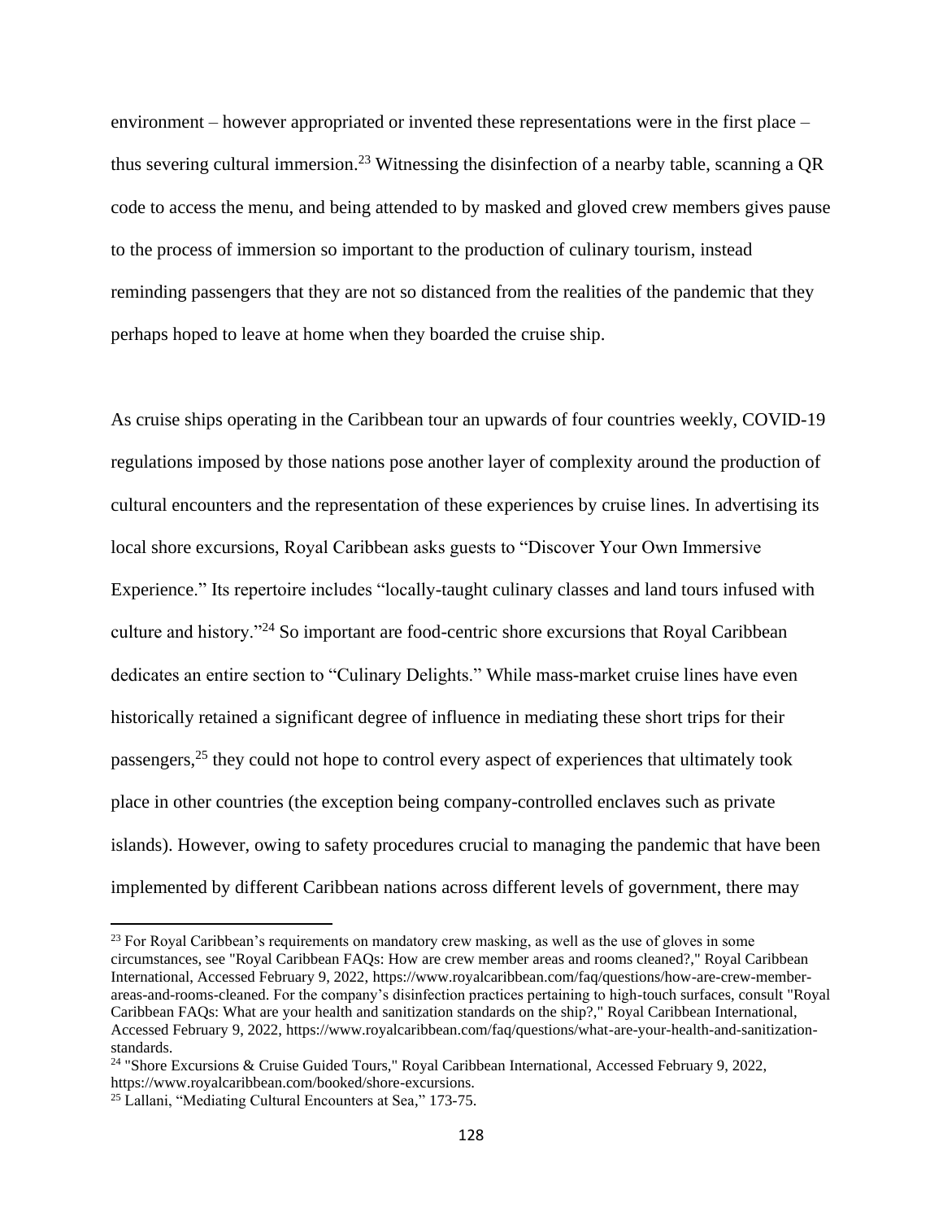environment – however appropriated or invented these representations were in the first place – thus severing cultural immersion.[23] Witnessing the disinfection of a nearby table, scanning a QR code to access the menu, and being attended to by masked and gloved crew members gives pause to the process of immersion so important to the production of culinary tourism, instead reminding passengers that they are not so distanced from the realities of the pandemic that they perhaps hoped to leave at home when they boarded the cruise ship.

As cruise ships operating in the Caribbean tour an upwards of four countries weekly, COVID-19 regulations imposed by those nations pose another layer of complexity around the production of cultural encounters and the representation of these experiences by cruise lines. In advertising its local shore excursions, Royal Caribbean asks guests to "Discover Your Own Immersive Experience." Its repertoire includes "locally-taught culinary classes and land tours infused with culture and history."[24] So important are food-centric shore excursions that Royal Caribbean dedicates an entire section to "Culinary Delights." While mass-market cruise lines have even historically retained a significant degree of influence in mediating these short trips for their passengers,[25] they could not hope to control every aspect of experiences that ultimately took place in other countries (the exception being company-controlled enclaves such as private islands). However, owing to safety procedures crucial to managing the pandemic that have been implemented by different Caribbean nations across different levels of government, there may

---

[23] For Royal Caribbean's requirements on mandatory crew masking, as well as the use of gloves in some circumstances, see "Royal Caribbean FAQs: How are crew member areas and rooms cleaned?," Royal Caribbean International, Accessed February 9, 2022, https://www.royalcaribbean.com/faq/questions/how-are-crew-member-areas-and-rooms-cleaned. For the company's disinfection practices pertaining to high-touch surfaces, consult "Royal Caribbean FAQs: What are your health and sanitization standards on the ship?," Royal Caribbean International, Accessed February 9, 2022, https://www.royalcaribbean.com/faq/questions/what-are-your-health-and-sanitization-standards.

[24] "Shore Excursions & Cruise Guided Tours," Royal Caribbean International, Accessed February 9, 2022, https://www.royalcaribbean.com/booked/shore-excursions.

[25] Lallani, "Mediating Cultural Encounters at Sea," 173-75.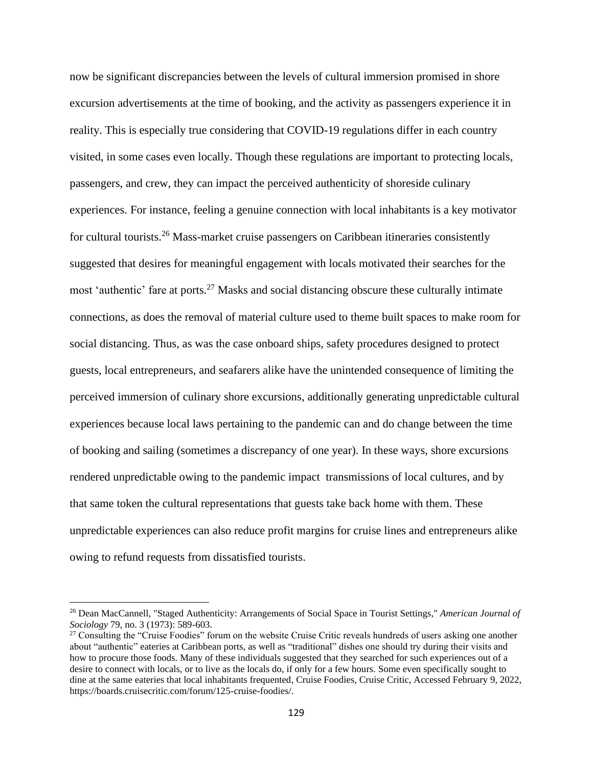now be significant discrepancies between the levels of cultural immersion promised in shore excursion advertisements at the time of booking, and the activity as passengers experience it in reality. This is especially true considering that COVID-19 regulations differ in each country visited, in some cases even locally. Though these regulations are important to protecting locals, passengers, and crew, they can impact the perceived authenticity of shoreside culinary experiences. For instance, feeling a genuine connection with local inhabitants is a key motivator for cultural tourists.[26] Mass-market cruise passengers on Caribbean itineraries consistently suggested that desires for meaningful engagement with locals motivated their searches for the most 'authentic' fare at ports.[27] Masks and social distancing obscure these culturally intimate connections, as does the removal of material culture used to theme built spaces to make room for social distancing. Thus, as was the case onboard ships, safety procedures designed to protect guests, local entrepreneurs, and seafarers alike have the unintended consequence of limiting the perceived immersion of culinary shore excursions, additionally generating unpredictable cultural experiences because local laws pertaining to the pandemic can and do change between the time of booking and sailing (sometimes a discrepancy of one year). In these ways, shore excursions rendered unpredictable owing to the pandemic impact  transmissions of local cultures, and by that same token the cultural representations that guests take back home with them. These unpredictable experiences can also reduce profit margins for cruise lines and entrepreneurs alike owing to refund requests from dissatisfied tourists.

---

[26] Dean MacCannell, "Staged Authenticity: Arrangements of Social Space in Tourist Settings," *American Journal of Sociology* 79, no. 3 (1973): 589-603.

[27] Consulting the "Cruise Foodies" forum on the website Cruise Critic reveals hundreds of users asking one another about "authentic" eateries at Caribbean ports, as well as "traditional" dishes one should try during their visits and how to procure those foods. Many of these individuals suggested that they searched for such experiences out of a desire to connect with locals, or to live as the locals do, if only for a few hours. Some even specifically sought to dine at the same eateries that local inhabitants frequented, Cruise Foodies, Cruise Critic, Accessed February 9, 2022, https://boards.cruisecritic.com/forum/125-cruise-foodies/.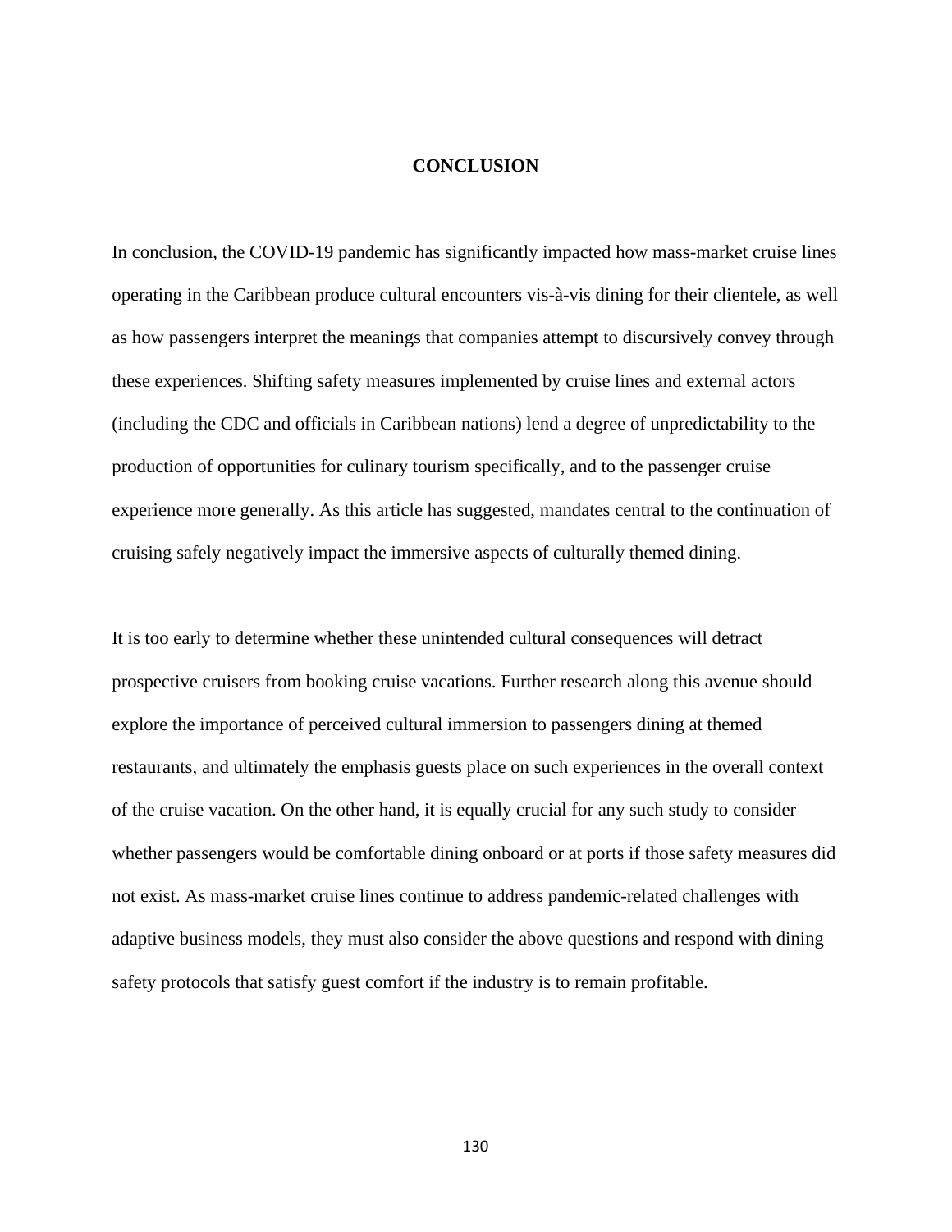## CONCLUSION

In conclusion, the COVID-19 pandemic has significantly impacted how mass-market cruise lines operating in the Caribbean produce cultural encounters vis-à-vis dining for their clientele, as well as how passengers interpret the meanings that companies attempt to discursively convey through these experiences. Shifting safety measures implemented by cruise lines and external actors (including the CDC and officials in Caribbean nations) lend a degree of unpredictability to the production of opportunities for culinary tourism specifically, and to the passenger cruise experience more generally. As this article has suggested, mandates central to the continuation of cruising safely negatively impact the immersive aspects of culturally themed dining.

It is too early to determine whether these unintended cultural consequences will detract prospective cruisers from booking cruise vacations. Further research along this avenue should explore the importance of perceived cultural immersion to passengers dining at themed restaurants, and ultimately the emphasis guests place on such experiences in the overall context of the cruise vacation. On the other hand, it is equally crucial for any such study to consider whether passengers would be comfortable dining onboard or at ports if those safety measures did not exist. As mass-market cruise lines continue to address pandemic-related challenges with adaptive business models, they must also consider the above questions and respond with dining safety protocols that satisfy guest comfort if the industry is to remain profitable.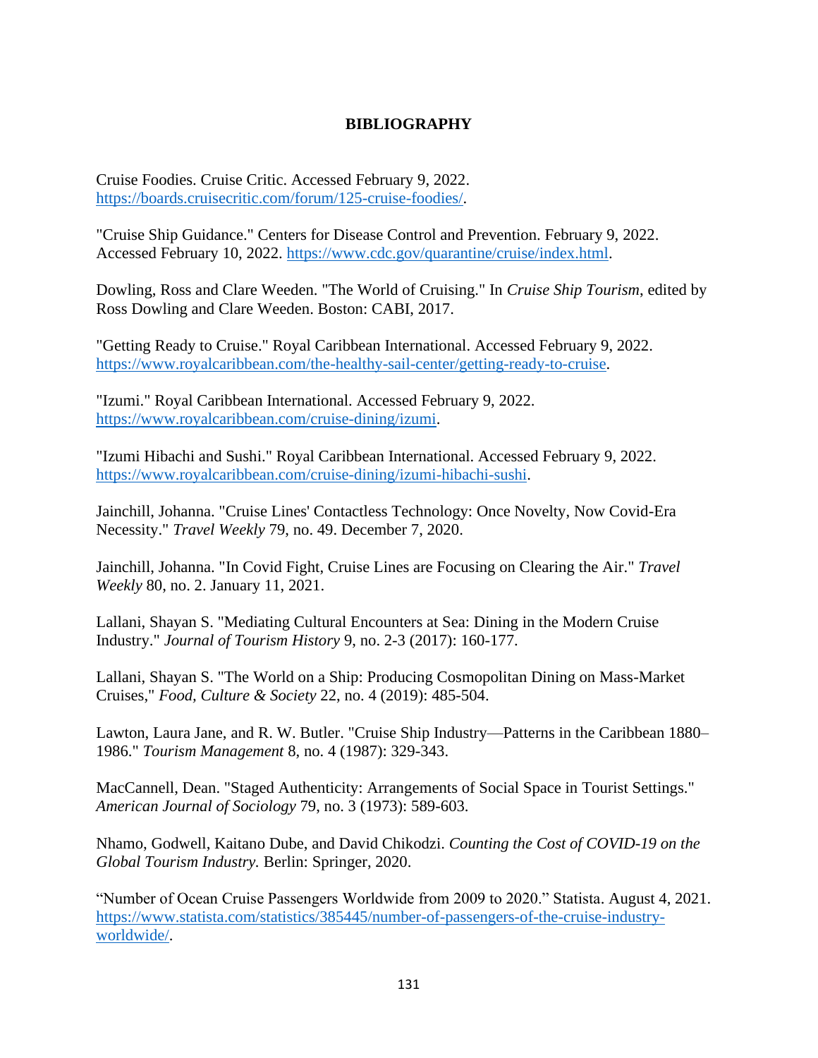## BIBLIOGRAPHY

Cruise Foodies. Cruise Critic. Accessed February 9, 2022. https://boards.cruisecritic.com/forum/125-cruise-foodies/.

"Cruise Ship Guidance." Centers for Disease Control and Prevention. February 9, 2022. Accessed February 10, 2022. https://www.cdc.gov/quarantine/cruise/index.html.

Dowling, Ross and Clare Weeden. "The World of Cruising." In *Cruise Ship Tourism*, edited by Ross Dowling and Clare Weeden. Boston: CABI, 2017.

"Getting Ready to Cruise." Royal Caribbean International. Accessed February 9, 2022. https://www.royalcaribbean.com/the-healthy-sail-center/getting-ready-to-cruise.

"Izumi." Royal Caribbean International. Accessed February 9, 2022. https://www.royalcaribbean.com/cruise-dining/izumi.

"Izumi Hibachi and Sushi." Royal Caribbean International. Accessed February 9, 2022. https://www.royalcaribbean.com/cruise-dining/izumi-hibachi-sushi.

Jainchill, Johanna. "Cruise Lines' Contactless Technology: Once Novelty, Now Covid-Era Necessity." *Travel Weekly* 79, no. 49. December 7, 2020.

Jainchill, Johanna. "In Covid Fight, Cruise Lines are Focusing on Clearing the Air." *Travel Weekly* 80, no. 2. January 11, 2021.

Lallani, Shayan S. "Mediating Cultural Encounters at Sea: Dining in the Modern Cruise Industry." *Journal of Tourism History* 9, no. 2-3 (2017): 160-177.

Lallani, Shayan S. "The World on a Ship: Producing Cosmopolitan Dining on Mass-Market Cruises," *Food, Culture & Society* 22, no. 4 (2019): 485-504.

Lawton, Laura Jane, and R. W. Butler. "Cruise Ship Industry—Patterns in the Caribbean 1880–1986." *Tourism Management* 8, no. 4 (1987): 329-343.

MacCannell, Dean. "Staged Authenticity: Arrangements of Social Space in Tourist Settings." *American Journal of Sociology* 79, no. 3 (1973): 589-603.

Nhamo, Godwell, Kaitano Dube, and David Chikodzi. *Counting the Cost of COVID-19 on the Global Tourism Industry.* Berlin: Springer, 2020.

"Number of Ocean Cruise Passengers Worldwide from 2009 to 2020." Statista. August 4, 2021. https://www.statista.com/statistics/385445/number-of-passengers-of-the-cruise-industry-worldwide/.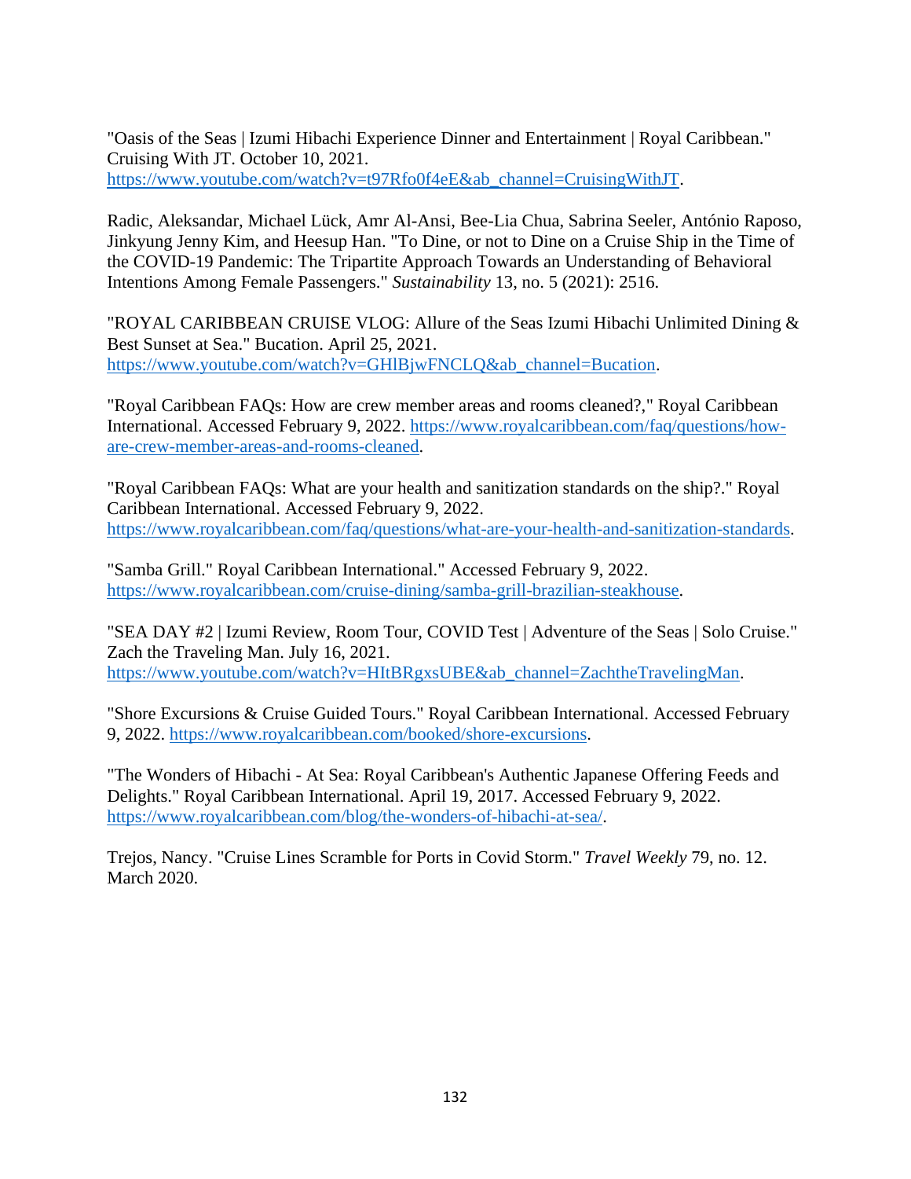"Oasis of the Seas | Izumi Hibachi Experience Dinner and Entertainment | Royal Caribbean." Cruising With JT. October 10, 2021. https://www.youtube.com/watch?v=t97Rfo0f4eE&ab_channel=CruisingWithJT.

Radic, Aleksandar, Michael Lück, Amr Al-Ansi, Bee-Lia Chua, Sabrina Seeler, António Raposo, Jinkyung Jenny Kim, and Heesup Han. "To Dine, or not to Dine on a Cruise Ship in the Time of the COVID-19 Pandemic: The Tripartite Approach Towards an Understanding of Behavioral Intentions Among Female Passengers." *Sustainability* 13, no. 5 (2021): 2516.

"ROYAL CARIBBEAN CRUISE VLOG: Allure of the Seas Izumi Hibachi Unlimited Dining & Best Sunset at Sea." Bucation. April 25, 2021. https://www.youtube.com/watch?v=GHlBjwFNCLQ&ab_channel=Bucation.

"Royal Caribbean FAQs: How are crew member areas and rooms cleaned?," Royal Caribbean International. Accessed February 9, 2022. https://www.royalcaribbean.com/faq/questions/how-are-crew-member-areas-and-rooms-cleaned.

"Royal Caribbean FAQs: What are your health and sanitization standards on the ship?." Royal Caribbean International. Accessed February 9, 2022. https://www.royalcaribbean.com/faq/questions/what-are-your-health-and-sanitization-standards.

"Samba Grill." Royal Caribbean International." Accessed February 9, 2022. https://www.royalcaribbean.com/cruise-dining/samba-grill-brazilian-steakhouse.

"SEA DAY #2 | Izumi Review, Room Tour, COVID Test | Adventure of the Seas | Solo Cruise." Zach the Traveling Man. July 16, 2021. https://www.youtube.com/watch?v=HItBRgxsUBE&ab_channel=ZachtheTravelingMan.

"Shore Excursions & Cruise Guided Tours." Royal Caribbean International. Accessed February 9, 2022. https://www.royalcaribbean.com/booked/shore-excursions.

"The Wonders of Hibachi - At Sea: Royal Caribbean's Authentic Japanese Offering Feeds and Delights." Royal Caribbean International. April 19, 2017. Accessed February 9, 2022. https://www.royalcaribbean.com/blog/the-wonders-of-hibachi-at-sea/.

Trejos, Nancy. "Cruise Lines Scramble for Ports in Covid Storm." *Travel Weekly* 79, no. 12. March 2020.